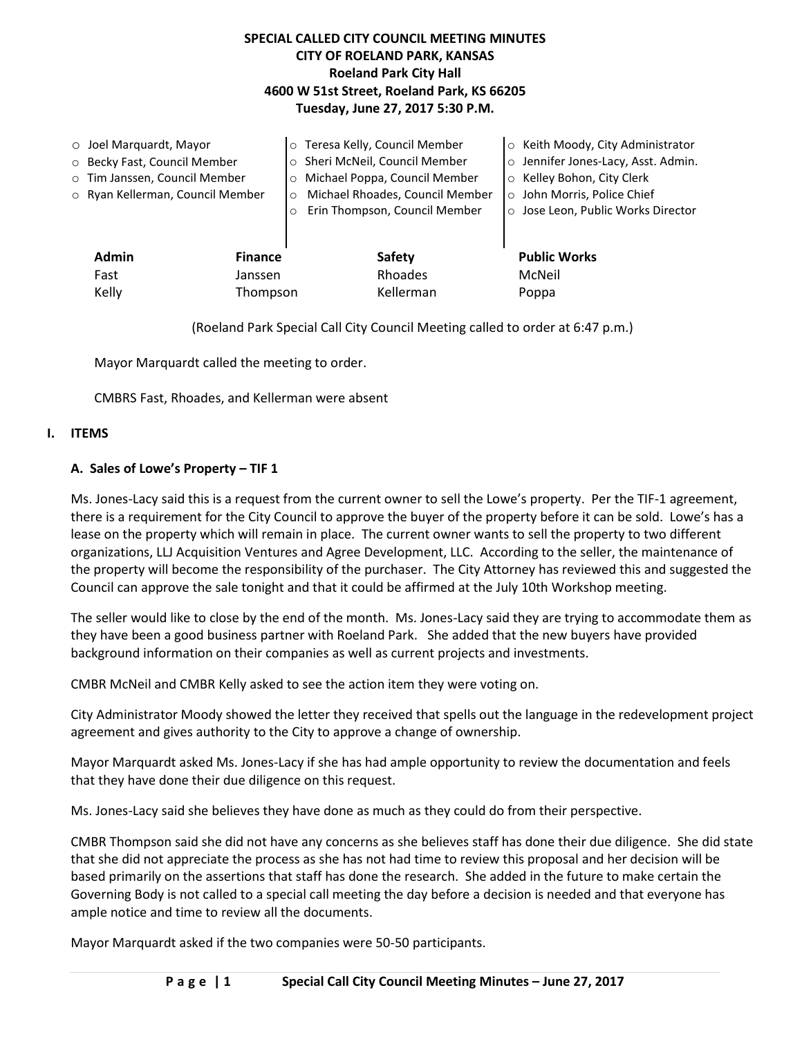**SPECIAL CALLED CITY COUNCIL MEETING MINUTES**
**CITY OF ROELAND PARK, KANSAS**
**Roeland Park City Hall**
**4600 W 51st Street, Roeland Park, KS 66205**
**Tuesday, June 27, 2017 5:30 P.M.**

- Joel Marquardt, Mayor
- Becky Fast, Council Member
- Tim Janssen, Council Member
- Ryan Kellerman, Council Member
- Teresa Kelly, Council Member
- Sheri McNeil, Council Member
- Michael Poppa, Council Member
- Michael Rhoades, Council Member
- Erin Thompson, Council Member
- Keith Moody, City Administrator
- Jennifer Jones-Lacy, Asst. Admin.
- Kelley Bohon, City Clerk
- John Morris, Police Chief
- Jose Leon, Public Works Director

| Admin | Finance | Safety | Public Works |
|---|---|---|---|
| Fast | Janssen | Rhoades | McNeil |
| Kelly | Thompson | Kellerman | Poppa |

(Roeland Park Special Call City Council Meeting called to order at 6:47 p.m.)

Mayor Marquardt called the meeting to order.

CMBRS Fast, Rhoades, and Kellerman were absent

## I. ITEMS

### A. Sales of Lowe's Property – TIF 1

Ms. Jones-Lacy said this is a request from the current owner to sell the Lowe's property. Per the TIF-1 agreement, there is a requirement for the City Council to approve the buyer of the property before it can be sold. Lowe's has a lease on the property which will remain in place. The current owner wants to sell the property to two different organizations, LLJ Acquisition Ventures and Agree Development, LLC. According to the seller, the maintenance of the property will become the responsibility of the purchaser. The City Attorney has reviewed this and suggested the Council can approve the sale tonight and that it could be affirmed at the July 10th Workshop meeting.

The seller would like to close by the end of the month. Ms. Jones-Lacy said they are trying to accommodate them as they have been a good business partner with Roeland Park. She added that the new buyers have provided background information on their companies as well as current projects and investments.

CMBR McNeil and CMBR Kelly asked to see the action item they were voting on.

City Administrator Moody showed the letter they received that spells out the language in the redevelopment project agreement and gives authority to the City to approve a change of ownership.

Mayor Marquardt asked Ms. Jones-Lacy if she has had ample opportunity to review the documentation and feels that they have done their due diligence on this request.

Ms. Jones-Lacy said she believes they have done as much as they could do from their perspective.

CMBR Thompson said she did not have any concerns as she believes staff has done their due diligence. She did state that she did not appreciate the process as she has not had time to review this proposal and her decision will be based primarily on the assertions that staff has done the research. She added in the future to make certain the Governing Body is not called to a special call meeting the day before a decision is needed and that everyone has ample notice and time to review all the documents.

Mayor Marquardt asked if the two companies were 50-50 participants.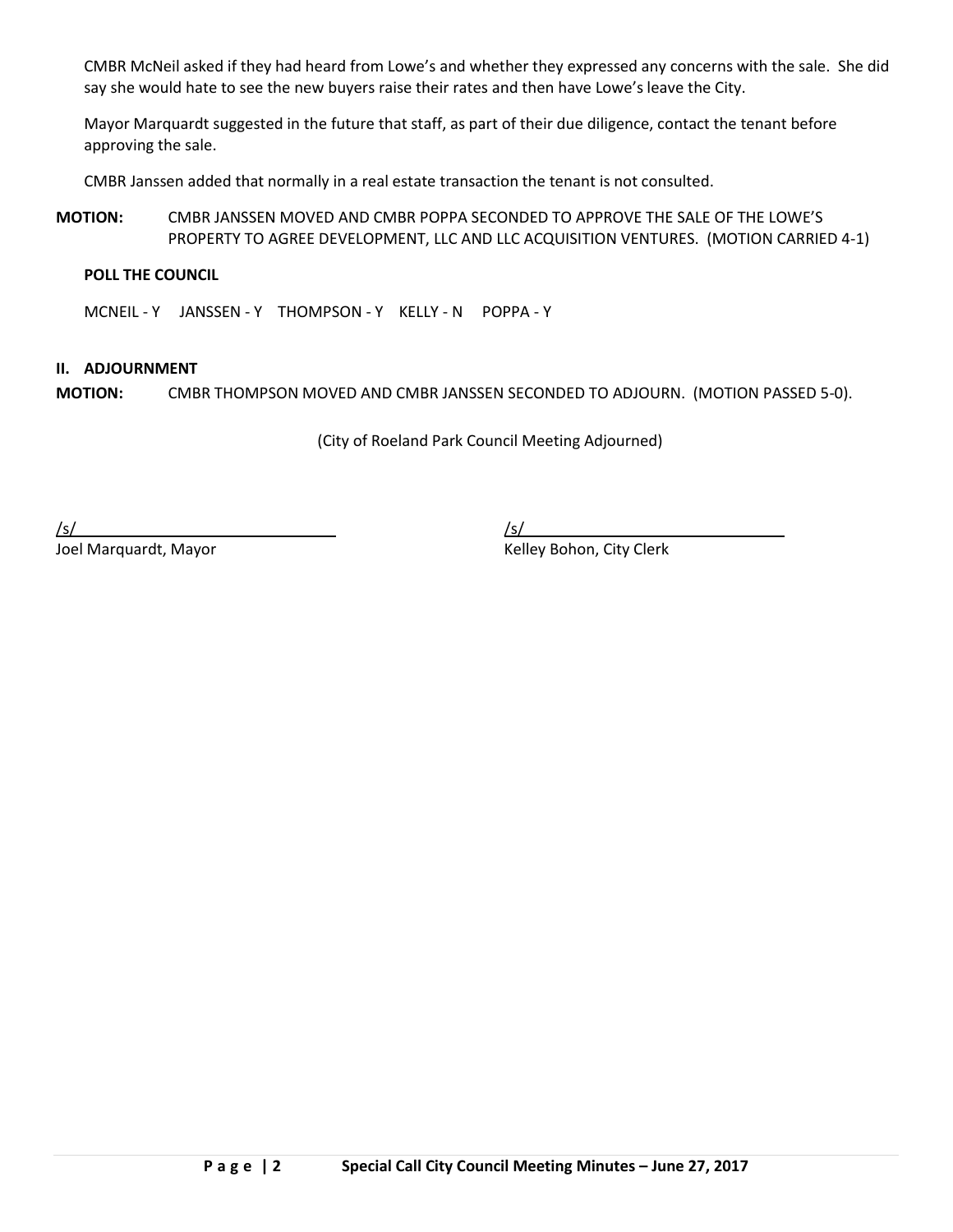CMBR McNeil asked if they had heard from Lowe's and whether they expressed any concerns with the sale. She did say she would hate to see the new buyers raise their rates and then have Lowe's leave the City.

Mayor Marquardt suggested in the future that staff, as part of their due diligence, contact the tenant before approving the sale.

CMBR Janssen added that normally in a real estate transaction the tenant is not consulted.

**MOTION:** CMBR JANSSEN MOVED AND CMBR POPPA SECONDED TO APPROVE THE SALE OF THE LOWE'S PROPERTY TO AGREE DEVELOPMENT, LLC AND LLC ACQUISITION VENTURES. (MOTION CARRIED 4-1)

**POLL THE COUNCIL**

MCNEIL - Y JANSSEN - Y THOMPSON - Y KELLY - N POPPA - Y

## II. ADJOURNMENT

**MOTION:** CMBR THOMPSON MOVED AND CMBR JANSSEN SECONDED TO ADJOURN. (MOTION PASSED 5-0).

(City of Roeland Park Council Meeting Adjourned)

/s/
Joel Marquardt, Mayor

/s/
Kelley Bohon, City Clerk